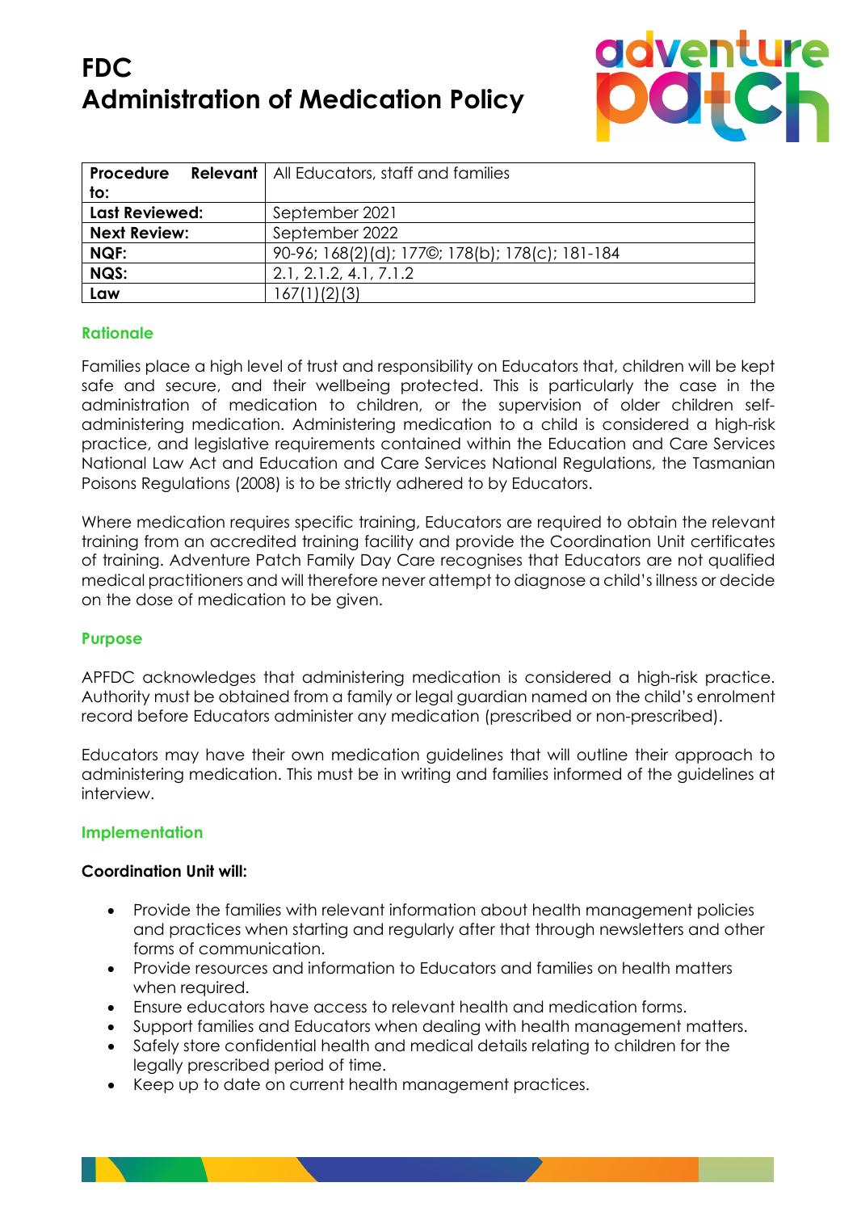# FDC
# Administration of Medication Policy

| Procedure Relevant to: | All Educators, staff and families |
|---|---|
| **Last Reviewed:** | September 2021 |
| **Next Review:** | September 2022 |
| **NQF:** | 90-96; 168(2)(d); 177©; 178(b); 178(c); 181-184 |
| **NQS:** | 2.1, 2.1.2, 4.1, 7.1.2 |
| **Law** | 167(1)(2)(3) |

## Rationale

Families place a high level of trust and responsibility on Educators that, children will be kept safe and secure, and their wellbeing protected. This is particularly the case in the administration of medication to children, or the supervision of older children self-administering medication. Administering medication to a child is considered a high-risk practice, and legislative requirements contained within the Education and Care Services National Law Act and Education and Care Services National Regulations, the Tasmanian Poisons Regulations (2008) is to be strictly adhered to by Educators.

Where medication requires specific training, Educators are required to obtain the relevant training from an accredited training facility and provide the Coordination Unit certificates of training. Adventure Patch Family Day Care recognises that Educators are not qualified medical practitioners and will therefore never attempt to diagnose a child's illness or decide on the dose of medication to be given.

## Purpose

APFDC acknowledges that administering medication is considered a high-risk practice. Authority must be obtained from a family or legal guardian named on the child's enrolment record before Educators administer any medication (prescribed or non-prescribed).

Educators may have their own medication guidelines that will outline their approach to administering medication. This must be in writing and families informed of the guidelines at interview.

## Implementation

**Coordination Unit will:**

- Provide the families with relevant information about health management policies and practices when starting and regularly after that through newsletters and other forms of communication.
- Provide resources and information to Educators and families on health matters when required.
- Ensure educators have access to relevant health and medication forms.
- Support families and Educators when dealing with health management matters.
- Safely store confidential health and medical details relating to children for the legally prescribed period of time.
- Keep up to date on current health management practices.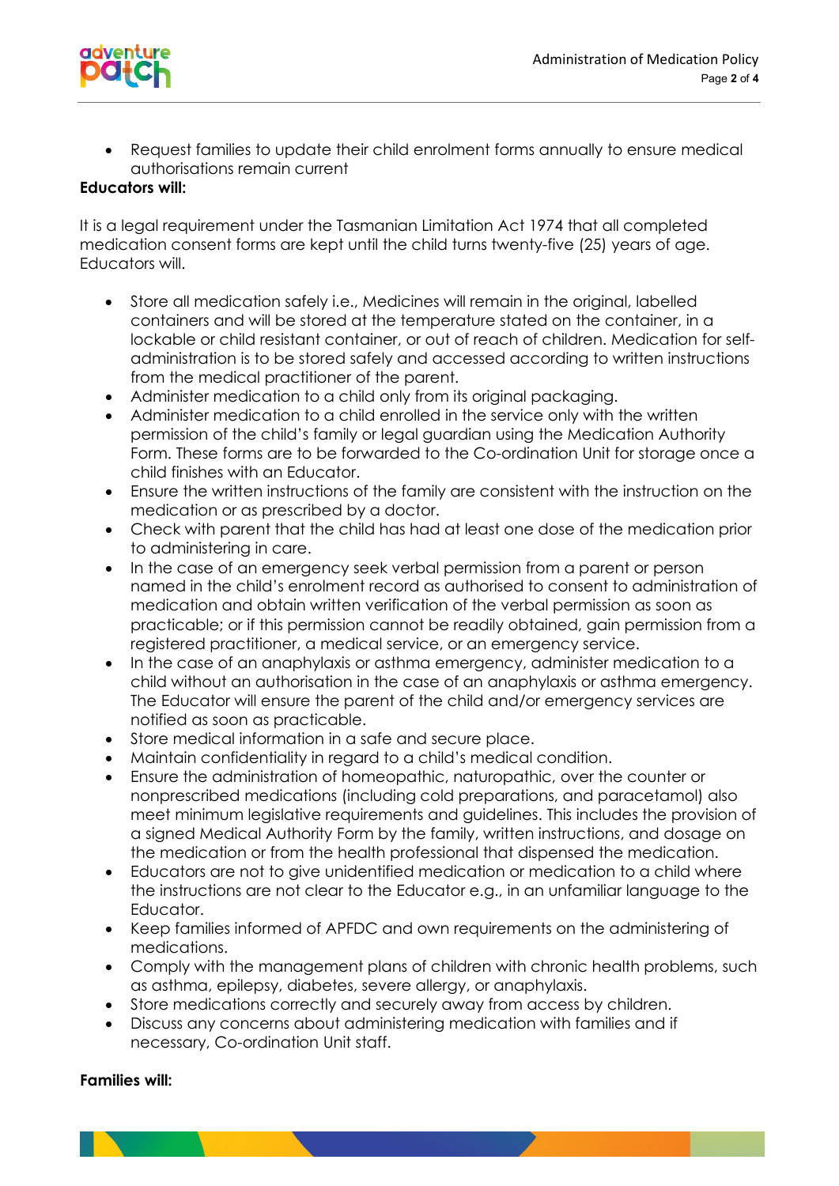- Request families to update their child enrolment forms annually to ensure medical authorisations remain current

**Educators will:**

It is a legal requirement under the Tasmanian Limitation Act 1974 that all completed medication consent forms are kept until the child turns twenty-five (25) years of age. Educators will.

- Store all medication safely i.e., Medicines will remain in the original, labelled containers and will be stored at the temperature stated on the container, in a lockable or child resistant container, or out of reach of children. Medication for self-administration is to be stored safely and accessed according to written instructions from the medical practitioner of the parent.
- Administer medication to a child only from its original packaging.
- Administer medication to a child enrolled in the service only with the written permission of the child's family or legal guardian using the Medication Authority Form. These forms are to be forwarded to the Co-ordination Unit for storage once a child finishes with an Educator.
- Ensure the written instructions of the family are consistent with the instruction on the medication or as prescribed by a doctor.
- Check with parent that the child has had at least one dose of the medication prior to administering in care.
- In the case of an emergency seek verbal permission from a parent or person named in the child's enrolment record as authorised to consent to administration of medication and obtain written verification of the verbal permission as soon as practicable; or if this permission cannot be readily obtained, gain permission from a registered practitioner, a medical service, or an emergency service.
- In the case of an anaphylaxis or asthma emergency, administer medication to a child without an authorisation in the case of an anaphylaxis or asthma emergency. The Educator will ensure the parent of the child and/or emergency services are notified as soon as practicable.
- Store medical information in a safe and secure place.
- Maintain confidentiality in regard to a child's medical condition.
- Ensure the administration of homeopathic, naturopathic, over the counter or nonprescribed medications (including cold preparations, and paracetamol) also meet minimum legislative requirements and guidelines. This includes the provision of a signed Medical Authority Form by the family, written instructions, and dosage on the medication or from the health professional that dispensed the medication.
- Educators are not to give unidentified medication or medication to a child where the instructions are not clear to the Educator e.g., in an unfamiliar language to the Educator.
- Keep families informed of APFDC and own requirements on the administering of medications.
- Comply with the management plans of children with chronic health problems, such as asthma, epilepsy, diabetes, severe allergy, or anaphylaxis.
- Store medications correctly and securely away from access by children.
- Discuss any concerns about administering medication with families and if necessary, Co-ordination Unit staff.

**Families will:**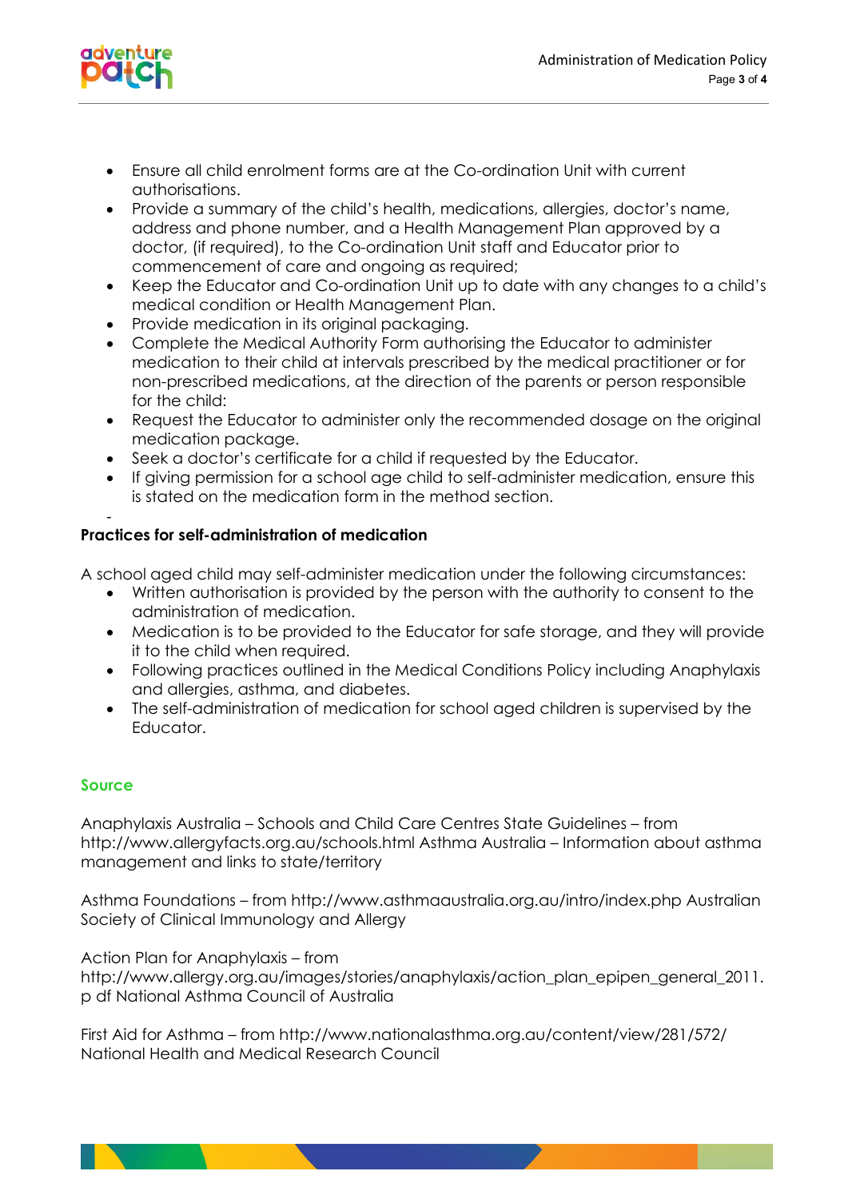- Ensure all child enrolment forms are at the Co-ordination Unit with current authorisations.
- Provide a summary of the child's health, medications, allergies, doctor's name, address and phone number, and a Health Management Plan approved by a doctor, (if required), to the Co-ordination Unit staff and Educator prior to commencement of care and ongoing as required;
- Keep the Educator and Co-ordination Unit up to date with any changes to a child's medical condition or Health Management Plan.
- Provide medication in its original packaging.
- Complete the Medical Authority Form authorising the Educator to administer medication to their child at intervals prescribed by the medical practitioner or for non-prescribed medications, at the direction of the parents or person responsible for the child:
- Request the Educator to administer only the recommended dosage on the original medication package.
- Seek a doctor's certificate for a child if requested by the Educator.
- If giving permission for a school age child to self-administer medication, ensure this is stated on the medication form in the method section.

-

**Practices for self-administration of medication**

A school aged child may self-administer medication under the following circumstances:

- Written authorisation is provided by the person with the authority to consent to the administration of medication.
- Medication is to be provided to the Educator for safe storage, and they will provide it to the child when required.
- Following practices outlined in the Medical Conditions Policy including Anaphylaxis and allergies, asthma, and diabetes.
- The self-administration of medication for school aged children is supervised by the Educator.

## Source

Anaphylaxis Australia – Schools and Child Care Centres State Guidelines – from http://www.allergyfacts.org.au/schools.html Asthma Australia – Information about asthma management and links to state/territory

Asthma Foundations – from http://www.asthmaaustralia.org.au/intro/index.php Australian Society of Clinical Immunology and Allergy

Action Plan for Anaphylaxis – from http://www.allergy.org.au/images/stories/anaphylaxis/action_plan_epipen_general_2011.p df National Asthma Council of Australia

First Aid for Asthma – from http://www.nationalasthma.org.au/content/view/281/572/ National Health and Medical Research Council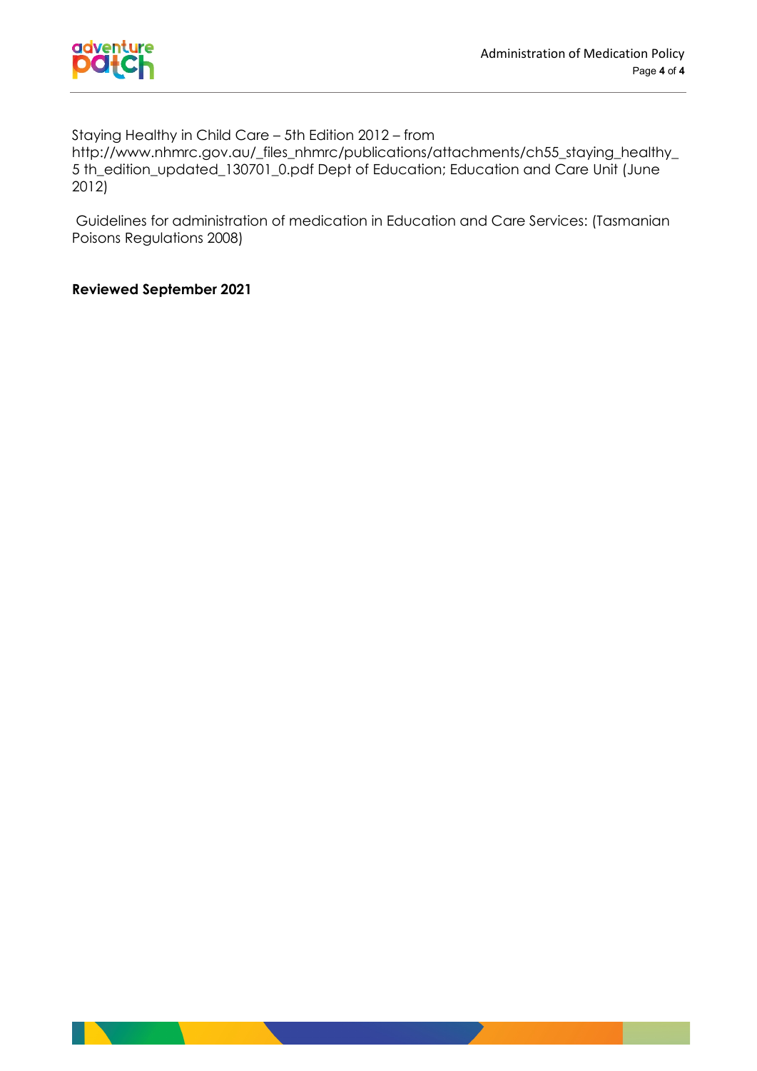Staying Healthy in Child Care – 5th Edition 2012 – from http://www.nhmrc.gov.au/_files_nhmrc/publications/attachments/ch55_staying_healthy_5 th_edition_updated_130701_0.pdf Dept of Education; Education and Care Unit (June 2012)

Guidelines for administration of medication in Education and Care Services: (Tasmanian Poisons Regulations 2008)

**Reviewed September 2021**